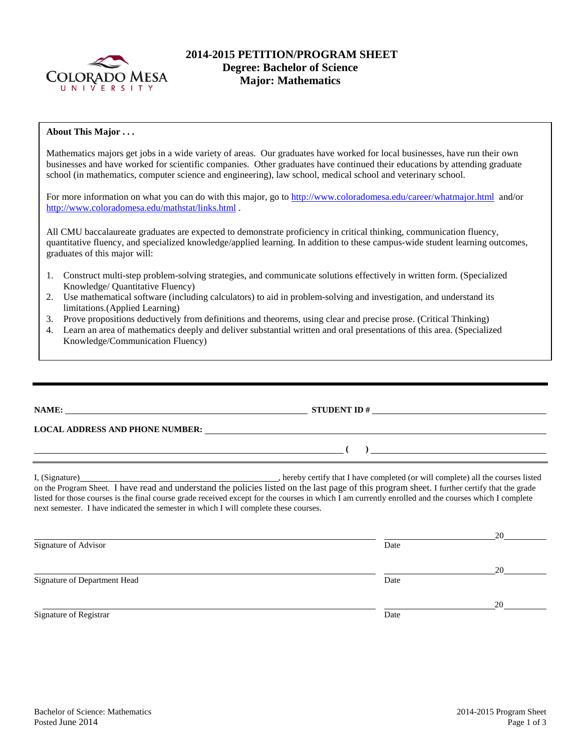# 2014-2015 PETITION/PROGRAM SHEET
## Degree: Bachelor of Science
## Major: Mathematics

**About This Major . . .**

Mathematics majors get jobs in a wide variety of areas. Our graduates have worked for local businesses, have run their own businesses and have worked for scientific companies. Other graduates have continued their educations by attending graduate school (in mathematics, computer science and engineering), law school, medical school and veterinary school.

For more information on what you can do with this major, go to http://www.coloradomesa.edu/career/whatmajor.html and/or http://www.coloradomesa.edu/mathstat/links.html .

All CMU baccalaureate graduates are expected to demonstrate proficiency in critical thinking, communication fluency, quantitative fluency, and specialized knowledge/applied learning. In addition to these campus-wide student learning outcomes, graduates of this major will:

1. Construct multi-step problem-solving strategies, and communicate solutions effectively in written form. (Specialized Knowledge/ Quantitative Fluency)
2. Use mathematical software (including calculators) to aid in problem-solving and investigation, and understand its limitations.(Applied Learning)
3. Prove propositions deductively from definitions and theorems, using clear and precise prose. (Critical Thinking)
4. Learn an area of mathematics deeply and deliver substantial written and oral presentations of this area. (Specialized Knowledge/Communication Fluency)

---

**NAME:** \_\_\_\_\_\_\_\_\_\_\_\_\_\_\_\_\_\_\_\_\_\_\_\_\_\_\_\_\_\_ **STUDENT ID #** \_\_\_\_\_\_\_\_\_\_\_\_\_\_\_\_\_\_\_\_

**LOCAL ADDRESS AND PHONE NUMBER:** \_\_\_\_\_\_\_\_\_\_\_\_\_\_\_\_\_\_\_\_\_\_\_\_\_\_\_\_\_\_

\_\_\_\_\_\_\_\_\_\_\_\_\_\_\_\_\_\_\_\_\_\_\_\_\_\_\_\_\_\_ **( )** \_\_\_\_\_\_\_\_\_\_\_\_\_\_\_\_\_\_\_\_

I, (Signature)\_\_\_\_\_\_\_\_\_\_\_\_\_\_\_\_\_\_\_\_\_\_\_\_\_\_\_\_\_\_, hereby certify that I have completed (or will complete) all the courses listed on the Program Sheet. I have read and understand the policies listed on the last page of this program sheet. I further certify that the grade listed for those courses is the final course grade received except for the courses in which I am currently enrolled and the courses which I complete next semester. I have indicated the semester in which I will complete these courses.

\_\_\_\_\_\_\_\_\_\_\_\_\_\_\_\_\_\_\_\_\_\_\_\_\_\_\_\_\_\_ \_\_\_\_\_\_\_\_\_\_\_\_\_\_\_\_20\_\_\_\_\_\_
Signature of Advisor Date

\_\_\_\_\_\_\_\_\_\_\_\_\_\_\_\_\_\_\_\_\_\_\_\_\_\_\_\_\_\_ \_\_\_\_\_\_\_\_\_\_\_\_\_\_\_\_20\_\_\_\_\_\_
Signature of Department Head Date

\_\_\_\_\_\_\_\_\_\_\_\_\_\_\_\_\_\_\_\_\_\_\_\_\_\_\_\_\_\_ \_\_\_\_\_\_\_\_\_\_\_\_\_\_\_\_20\_\_\_\_\_\_
Signature of Registrar Date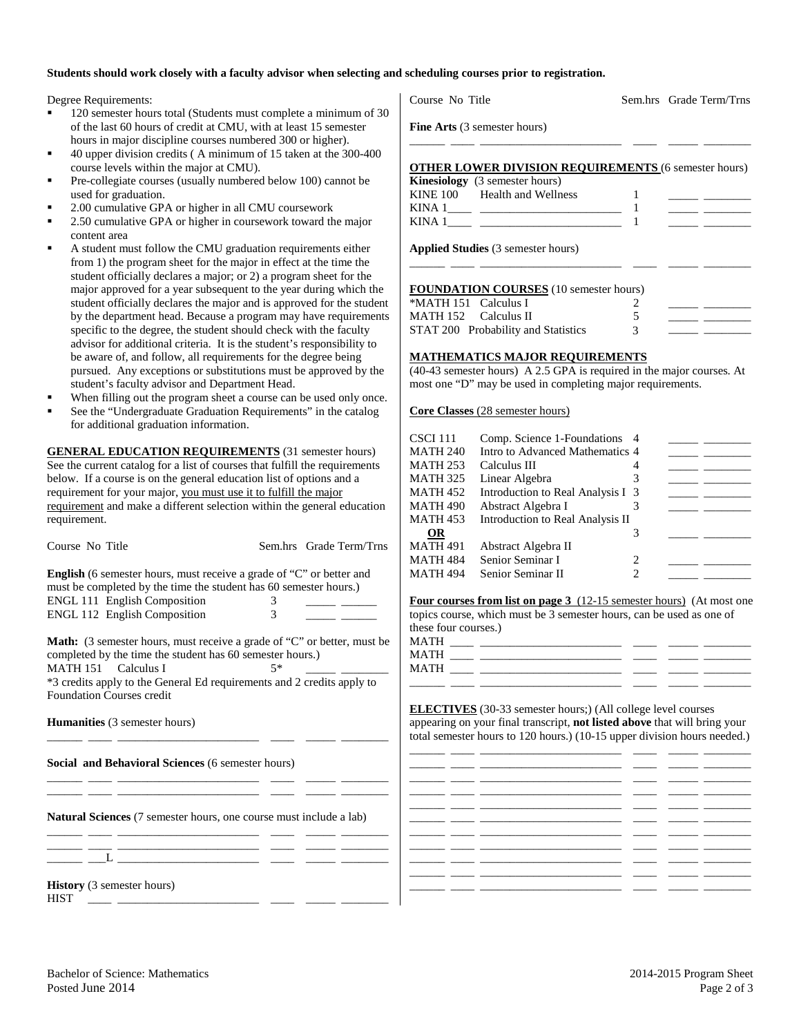**Students should work closely with a faculty advisor when selecting and scheduling courses prior to registration.**

Degree Requirements:

- 120 semester hours total (Students must complete a minimum of 30 of the last 60 hours of credit at CMU, with at least 15 semester hours in major discipline courses numbered 300 or higher).
- 40 upper division credits ( A minimum of 15 taken at the 300-400 course levels within the major at CMU).
- Pre-collegiate courses (usually numbered below 100) cannot be used for graduation.
- 2.00 cumulative GPA or higher in all CMU coursework
- 2.50 cumulative GPA or higher in coursework toward the major content area
- A student must follow the CMU graduation requirements either from 1) the program sheet for the major in effect at the time the student officially declares a major; or 2) a program sheet for the major approved for a year subsequent to the year during which the student officially declares the major and is approved for the student by the department head. Because a program may have requirements specific to the degree, the student should check with the faculty advisor for additional criteria. It is the student's responsibility to be aware of, and follow, all requirements for the degree being pursued. Any exceptions or substitutions must be approved by the student's faculty advisor and Department Head.
- When filling out the program sheet a course can be used only once.
- See the "Undergraduate Graduation Requirements" in the catalog for additional graduation information.

**GENERAL EDUCATION REQUIREMENTS** (31 semester hours) See the current catalog for a list of courses that fulfill the requirements below. If a course is on the general education list of options and a requirement for your major, you must use it to fulfill the major requirement and make a different selection within the general education requirement.

| Course No | Title | Sem.hrs | Grade | Term/Trns |
|---|---|---|---|---|

**English** (6 semester hours, must receive a grade of "C" or better and must be completed by the time the student has 60 semester hours.)

| Course No | Title | Sem.hrs | Grade | Term/Trns |
|---|---|---|---|---|
| ENGL 111 | English Composition | 3 | | |
| ENGL 112 | English Composition | 3 | | |

**Math:** (3 semester hours, must receive a grade of "C" or better, must be completed by the time the student has 60 semester hours.)

| Course No | Title | Sem.hrs | Grade | Term/Trns |
|---|---|---|---|---|
| MATH 151 | Calculus I | 5* | | |

*3 credits apply to the General Ed requirements and 2 credits apply to Foundation Courses credit

**Humanities** (3 semester hours)

______ ____ ________________________ ____ _____ ________

**Social and Behavioral Sciences** (6 semester hours)

______ ____ ________________________ ____ _____ ________
______ ____ ________________________ ____ _____ ________

**Natural Sciences** (7 semester hours, one course must include a lab)

______ ____ ________________________ ____ _____ ________
______ ____ ________________________ ____ _____ ________
______ ___L ________________________ ____ _____ ________

**History** (3 semester hours)

HIST ____ ________________________ ____ _____ ________

| Course No | Title | Sem.hrs | Grade | Term/Trns |
|---|---|---|---|---|

**Fine Arts** (3 semester hours)

______ ____ ________________________ ____ _____ ________

**OTHER LOWER DIVISION REQUIREMENTS** (6 semester hours)

**Kinesiology** (3 semester hours)

| Course No | Title | Sem.hrs | Grade | Term/Trns |
|---|---|---|---|---|
| KINE 100 | Health and Wellness | 1 | | |
| KINA 1____ | | 1 | | |
| KINA 1____ | | 1 | | |

**Applied Studies** (3 semester hours)

______ ____ ________________________ ____ _____ ________

**FOUNDATION COURSES** (10 semester hours)

| Course No | Title | Sem.hrs | Grade | Term/Trns |
|---|---|---|---|---|
| *MATH 151 | Calculus I | 2 | | |
| MATH 152 | Calculus II | 5 | | |
| STAT 200 | Probability and Statistics | 3 | | |

**MATHEMATICS MAJOR REQUIREMENTS**

(40-43 semester hours) A 2.5 GPA is required in the major courses. At most one "D" may be used in completing major requirements.

**Core Classes** (28 semester hours)

| Course No | Title | Sem.hrs | Grade | Term/Trns |
|---|---|---|---|---|
| CSCI 111 | Comp. Science 1-Foundations | 4 | | |
| MATH 240 | Intro to Advanced Mathematics | 4 | | |
| MATH 253 | Calculus III | 4 | | |
| MATH 325 | Linear Algebra | 3 | | |
| MATH 452 | Introduction to Real Analysis I | 3 | | |
| MATH 490 | Abstract Algebra I | 3 | | |
| MATH 453 | Introduction to Real Analysis II | | | |
| **OR** | | 3 | | |
| MATH 491 | Abstract Algebra II | | | |
| MATH 484 | Senior Seminar I | 2 | | |
| MATH 494 | Senior Seminar II | 2 | | |

**Four courses from list on page 3** (12-15 semester hours) (At most one topics course, which must be 3 semester hours, can be used as one of these four courses.)

MATH ____ ________________________ ____ _____ ________
MATH ____ ________________________ ____ _____ ________
MATH ____ ________________________ ____ _____ ________
______ ____ ________________________ ____ _____ ________

**ELECTIVES** (30-33 semester hours;) (All college level courses appearing on your final transcript, **not listed above** that will bring your total semester hours to 120 hours.) (10-15 upper division hours needed.)

______ ____ ________________________ ____ _____ ________
______ ____ ________________________ ____ _____ ________
______ ____ ________________________ ____ _____ ________
______ ____ ________________________ ____ _____ ________
______ ____ ________________________ ____ _____ ________
______ ____ ________________________ ____ _____ ________
______ ____ ________________________ ____ _____ ________
______ ____ ________________________ ____ _____ ________
______ ____ ________________________ ____ _____ ________
______ ____ ________________________ ____ _____ ________
______ ____ ________________________ ____ _____ ________

Bachelor of Science: Mathematics
Posted June 2014

2014-2015 Program Sheet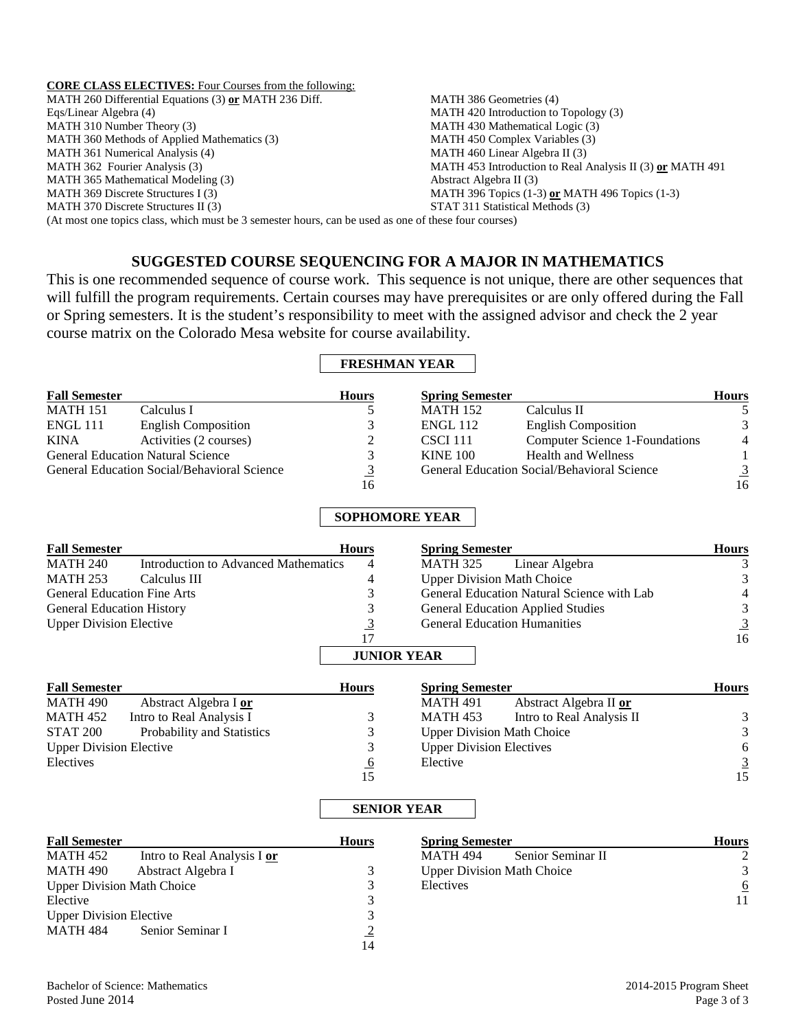**CORE CLASS ELECTIVES:** Four Courses from the following:

MATH 260 Differential Equations (3) **or** MATH 236 Diff. Eqs/Linear Algebra (4)
MATH 310 Number Theory (3)
MATH 360 Methods of Applied Mathematics (3)
MATH 361 Numerical Analysis (4)
MATH 362 Fourier Analysis (3)
MATH 365 Mathematical Modeling (3)
MATH 369 Discrete Structures I (3)
MATH 370 Discrete Structures II (3)
MATH 386 Geometries (4)
MATH 420 Introduction to Topology (3)
MATH 430 Mathematical Logic (3)
MATH 450 Complex Variables (3)
MATH 460 Linear Algebra II (3)
MATH 453 Introduction to Real Analysis II (3) **or** MATH 491 Abstract Algebra II (3)
MATH 396 Topics (1-3) **or** MATH 496 Topics (1-3)
STAT 311 Statistical Methods (3)

(At most one topics class, which must be 3 semester hours, can be used as one of these four courses)

## SUGGESTED COURSE SEQUENCING FOR A MAJOR IN MATHEMATICS

This is one recommended sequence of course work. This sequence is not unique, there are other sequences that will fulfill the program requirements. Certain courses may have prerequisites or are only offered during the Fall or Spring semesters. It is the student's responsibility to meet with the assigned advisor and check the 2 year course matrix on the Colorado Mesa website for course availability.

### FRESHMAN YEAR

| Fall Semester | | Hours | Spring Semester | | Hours |
|---|---|---|---|---|---|
| MATH 151 | Calculus I | 5 | MATH 152 | Calculus II | 5 |
| ENGL 111 | English Composition | 3 | ENGL 112 | English Composition | 3 |
| KINA | Activities (2 courses) | 2 | CSCI 111 | Computer Science 1-Foundations | 4 |
| General Education Natural Science | | 3 | KINE 100 | Health and Wellness | 1 |
| General Education Social/Behavioral Science | | 3 | General Education Social/Behavioral Science | | 3 |
| | | 16 | | | 16 |

### SOPHOMORE YEAR

| Fall Semester | | Hours | Spring Semester | | Hours |
|---|---|---|---|---|---|
| MATH 240 | Introduction to Advanced Mathematics | 4 | MATH 325 | Linear Algebra | 3 |
| MATH 253 | Calculus III | 4 | Upper Division Math Choice | | 3 |
| General Education Fine Arts | | 3 | General Education Natural Science with Lab | | 4 |
| General Education History | | 3 | General Education Applied Studies | | 3 |
| Upper Division Elective | | 3 | General Education Humanities | | 3 |
| | | 17 | | | 16 |

### JUNIOR YEAR

| Fall Semester | | Hours | Spring Semester | | Hours |
|---|---|---|---|---|---|
| MATH 490 | Abstract Algebra I **or** | | MATH 491 | Abstract Algebra II **or** | |
| MATH 452 | Intro to Real Analysis I | 3 | MATH 453 | Intro to Real Analysis II | 3 |
| STAT 200 | Probability and Statistics | 3 | Upper Division Math Choice | | 3 |
| Upper Division Elective | | 3 | Upper Division Electives | | 6 |
| Electives | | 6 | Elective | | 3 |
| | | 15 | | | 15 |

### SENIOR YEAR

| Fall Semester | | Hours | Spring Semester | | Hours |
|---|---|---|---|---|---|
| MATH 452 | Intro to Real Analysis I **or** | | MATH 494 | Senior Seminar II | 2 |
| MATH 490 | Abstract Algebra I | 3 | Upper Division Math Choice | | 3 |
| Upper Division Math Choice | | 3 | Electives | | 6 |
| Elective | | 3 | | | 11 |
| Upper Division Elective | | 3 | | | |
| MATH 484 | Senior Seminar I | 2 | | | |
| | | 14 | | | |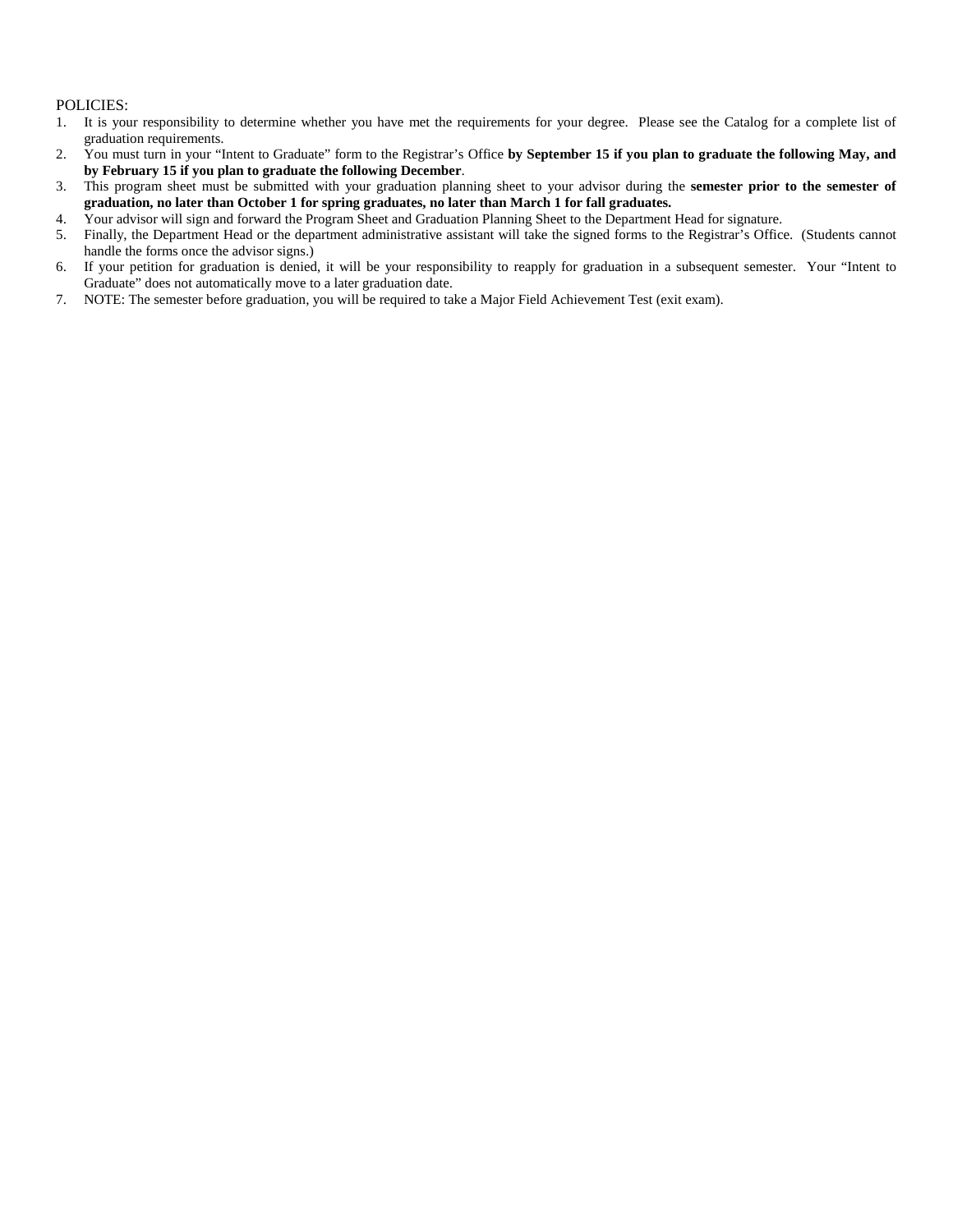POLICIES:

1. It is your responsibility to determine whether you have met the requirements for your degree. Please see the Catalog for a complete list of graduation requirements.
2. You must turn in your "Intent to Graduate" form to the Registrar's Office **by September 15 if you plan to graduate the following May, and by February 15 if you plan to graduate the following December**.
3. This program sheet must be submitted with your graduation planning sheet to your advisor during the **semester prior to the semester of graduation, no later than October 1 for spring graduates, no later than March 1 for fall graduates.**
4. Your advisor will sign and forward the Program Sheet and Graduation Planning Sheet to the Department Head for signature.
5. Finally, the Department Head or the department administrative assistant will take the signed forms to the Registrar's Office. (Students cannot handle the forms once the advisor signs.)
6. If your petition for graduation is denied, it will be your responsibility to reapply for graduation in a subsequent semester. Your "Intent to Graduate" does not automatically move to a later graduation date.
7. NOTE: The semester before graduation, you will be required to take a Major Field Achievement Test (exit exam).